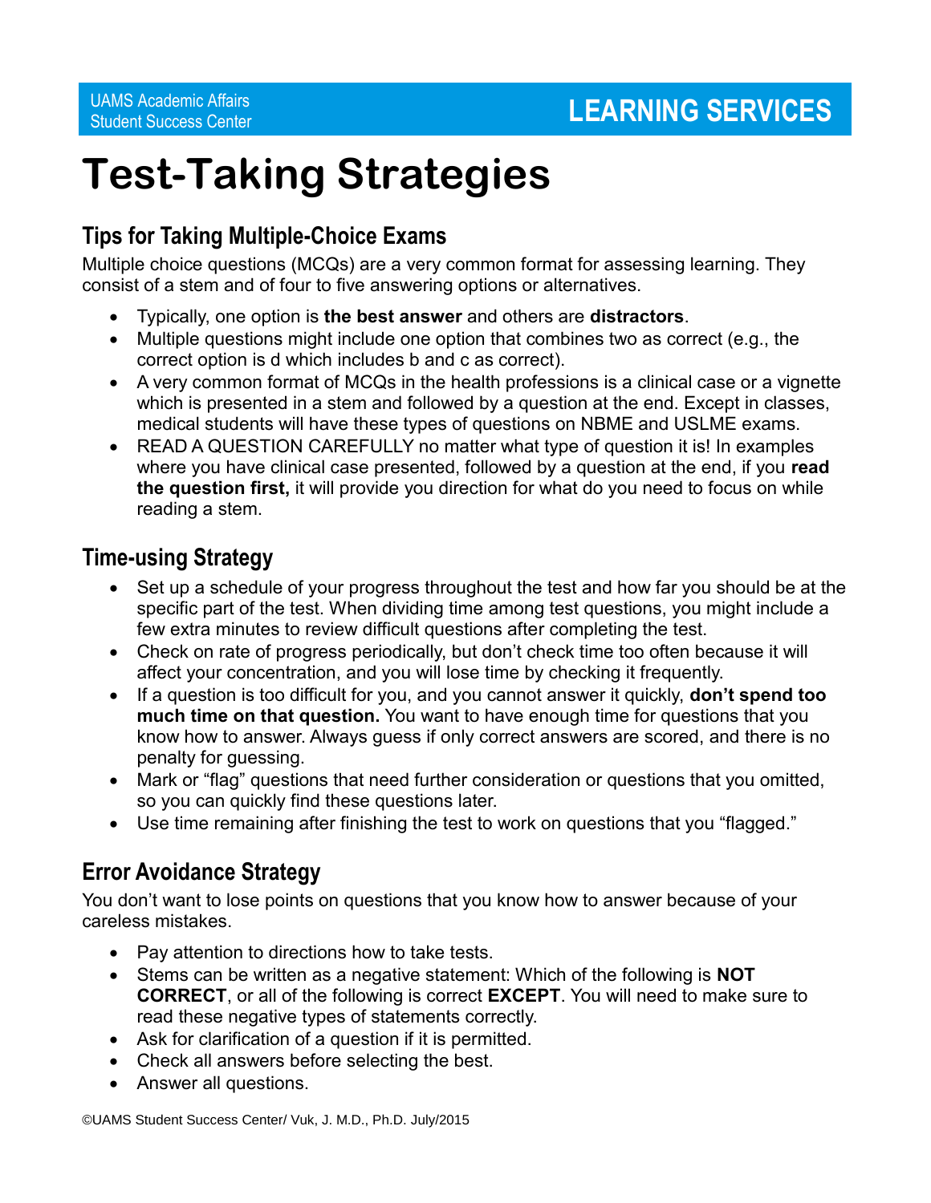UAMS Academic Affairs
Student Success Center

**LEARNING SERVICES**

# Test-Taking Strategies

## Tips for Taking Multiple-Choice Exams

Multiple choice questions (MCQs) are a very common format for assessing learning. They consist of a stem and of four to five answering options or alternatives.

- Typically, one option is **the best answer** and others are **distractors**.
- Multiple questions might include one option that combines two as correct (e.g., the correct option is d which includes b and c as correct).
- A very common format of MCQs in the health professions is a clinical case or a vignette which is presented in a stem and followed by a question at the end. Except in classes, medical students will have these types of questions on NBME and USLME exams.
- READ A QUESTION CAREFULLY no matter what type of question it is! In examples where you have clinical case presented, followed by a question at the end, if you **read the question first,** it will provide you direction for what do you need to focus on while reading a stem.

## Time-using Strategy

- Set up a schedule of your progress throughout the test and how far you should be at the specific part of the test. When dividing time among test questions, you might include a few extra minutes to review difficult questions after completing the test.
- Check on rate of progress periodically, but don't check time too often because it will affect your concentration, and you will lose time by checking it frequently.
- If a question is too difficult for you, and you cannot answer it quickly, **don't spend too much time on that question.** You want to have enough time for questions that you know how to answer. Always guess if only correct answers are scored, and there is no penalty for guessing.
- Mark or "flag" questions that need further consideration or questions that you omitted, so you can quickly find these questions later.
- Use time remaining after finishing the test to work on questions that you "flagged."

## Error Avoidance Strategy

You don't want to lose points on questions that you know how to answer because of your careless mistakes.

- Pay attention to directions how to take tests.
- Stems can be written as a negative statement: Which of the following is **NOT CORRECT**, or all of the following is correct **EXCEPT**. You will need to make sure to read these negative types of statements correctly.
- Ask for clarification of a question if it is permitted.
- Check all answers before selecting the best.
- Answer all questions.

©UAMS Student Success Center/ Vuk, J. M.D., Ph.D. July/2015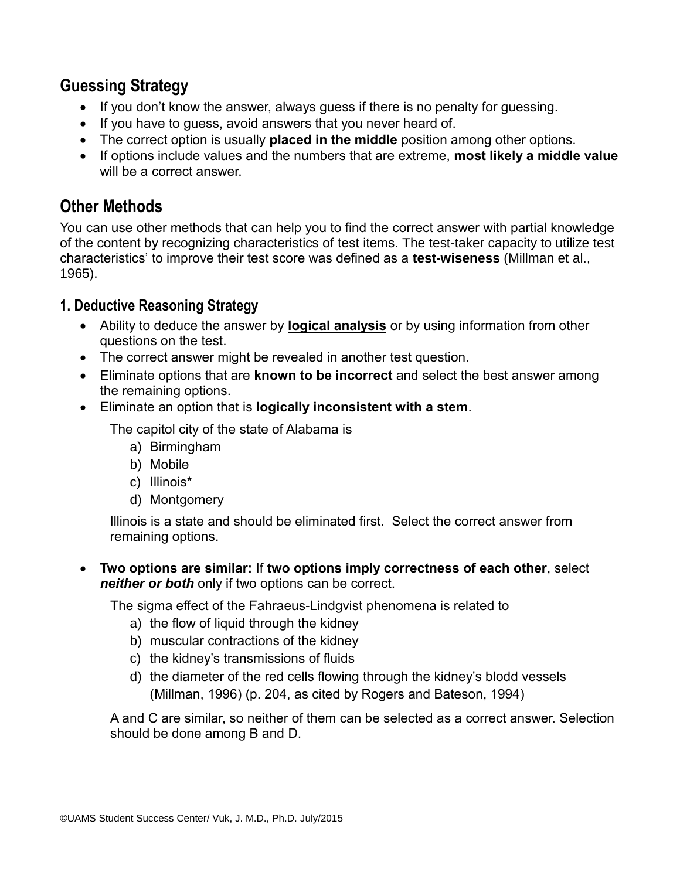## Guessing Strategy

- If you don't know the answer, always guess if there is no penalty for guessing.
- If you have to guess, avoid answers that you never heard of.
- The correct option is usually **placed in the middle** position among other options.
- If options include values and the numbers that are extreme, **most likely a middle value** will be a correct answer.

## Other Methods

You can use other methods that can help you to find the correct answer with partial knowledge of the content by recognizing characteristics of test items. The test-taker capacity to utilize test characteristics' to improve their test score was defined as a **test-wiseness** (Millman et al., 1965).

### 1. Deductive Reasoning Strategy

- Ability to deduce the answer by **<u>logical analysis</u>** or by using information from other questions on the test.
- The correct answer might be revealed in another test question.
- Eliminate options that are **known to be incorrect** and select the best answer among the remaining options.
- Eliminate an option that is **logically inconsistent with a stem**.

  The capitol city of the state of Alabama is

  a) Birmingham
  b) Mobile
  c) Illinois*
  d) Montgomery

  Illinois is a state and should be eliminated first. Select the correct answer from remaining options.

- **Two options are similar:** If **two options imply correctness of each other**, select ***neither or both*** only if two options can be correct.

  The sigma effect of the Fahraeus-Lindgvist phenomena is related to

  a) the flow of liquid through the kidney
  b) muscular contractions of the kidney
  c) the kidney's transmissions of fluids
  d) the diameter of the red cells flowing through the kidney's blodd vessels (Millman, 1996) (p. 204, as cited by Rogers and Bateson, 1994)

  A and C are similar, so neither of them can be selected as a correct answer. Selection should be done among B and D.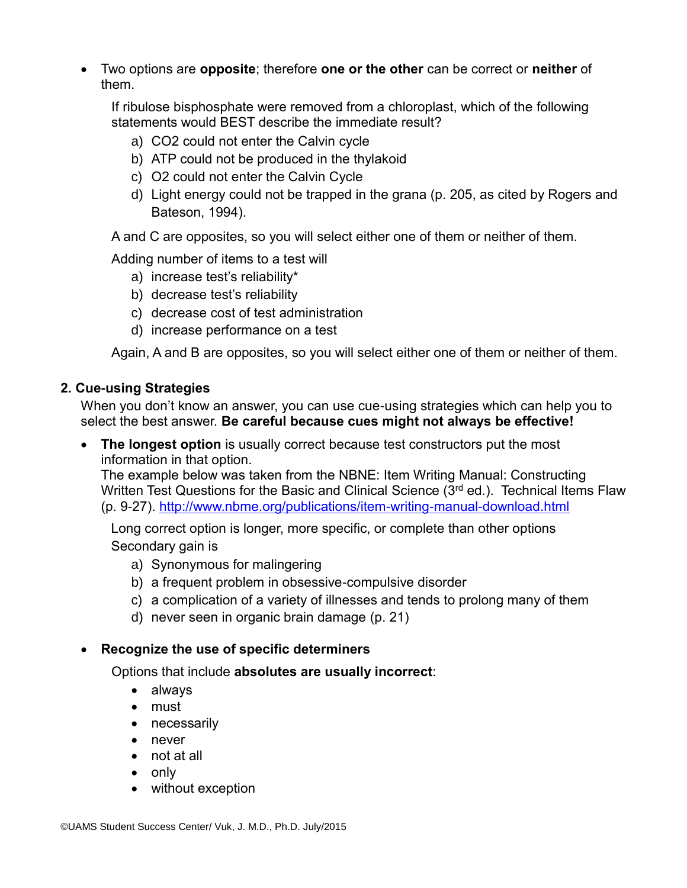- Two options are **opposite**; therefore **one or the other** can be correct or **neither** of them.

  If ribulose bisphosphate were removed from a chloroplast, which of the following statements would BEST describe the immediate result?

  a) $CO_2$ could not enter the Calvin cycle
  b) ATP could not be produced in the thylakoid
  c) $O_2$ could not enter the Calvin Cycle
  d) Light energy could not be trapped in the grana (p. 205, as cited by Rogers and Bateson, 1994).

  A and C are opposites, so you will select either one of them or neither of them.

  Adding number of items to a test will

  a) increase test's reliability*
  b) decrease test's reliability
  c) decrease cost of test administration
  d) increase performance on a test

  Again, A and B are opposites, so you will select either one of them or neither of them.

### 2. Cue-using Strategies

When you don't know an answer, you can use cue-using strategies which can help you to select the best answer. **Be careful because cues might not always be effective!**

- **The longest option** is usually correct because test constructors put the most information in that option.
  The example below was taken from the NBNE: Item Writing Manual: Constructing Written Test Questions for the Basic and Clinical Science (3rd ed.). Technical Items Flaw (p. 9-27). http://www.nbme.org/publications/item-writing-manual-download.html

  Long correct option is longer, more specific, or complete than other options
  Secondary gain is

  a) Synonymous for malingering
  b) a frequent problem in obsessive-compulsive disorder
  c) a complication of a variety of illnesses and tends to prolong many of them
  d) never seen in organic brain damage (p. 21)

- **Recognize the use of specific determiners**

  Options that include **absolutes are usually incorrect**:

  - always
  - must
  - necessarily
  - never
  - not at all
  - only
  - without exception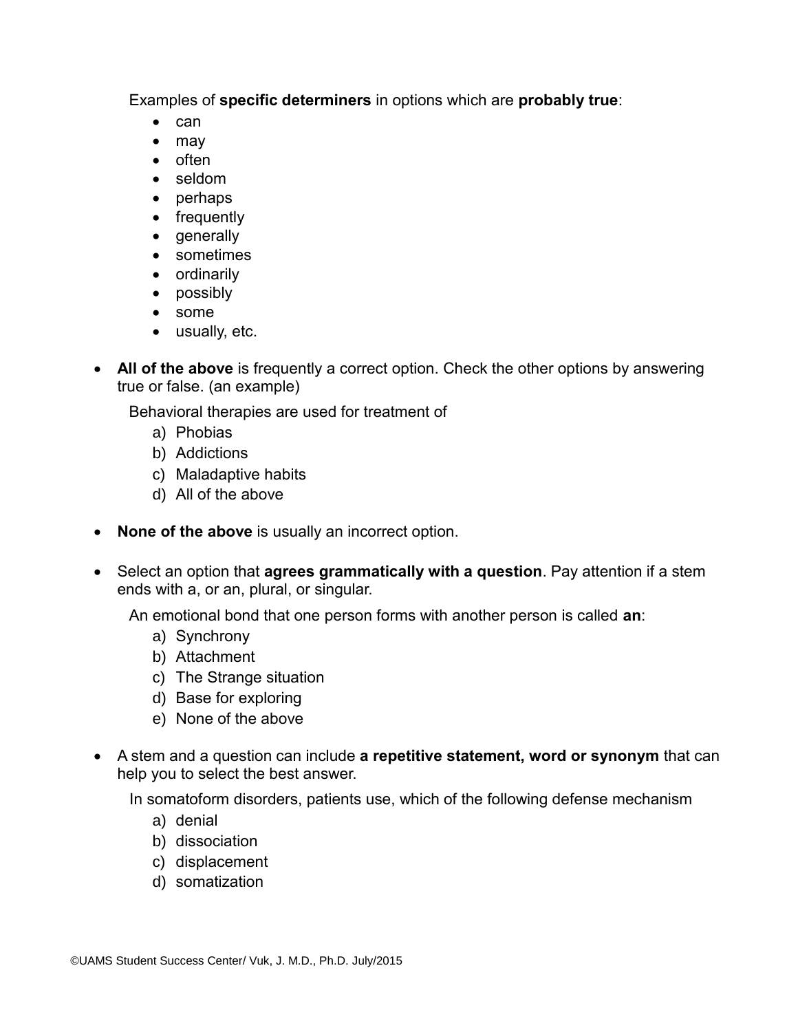Examples of **specific determiners** in options which are **probably true**:

- can
- may
- often
- seldom
- perhaps
- frequently
- generally
- sometimes
- ordinarily
- possibly
- some
- usually, etc.

- **All of the above** is frequently a correct option. Check the other options by answering true or false. (an example)

  Behavioral therapies are used for treatment of

  a) Phobias
  b) Addictions
  c) Maladaptive habits
  d) All of the above

- **None of the above** is usually an incorrect option.

- Select an option that **agrees grammatically with a question**. Pay attention if a stem ends with a, or an, plural, or singular.

  An emotional bond that one person forms with another person is called **an**:

  a) Synchrony
  b) Attachment
  c) The Strange situation
  d) Base for exploring
  e) None of the above

- A stem and a question can include **a repetitive statement, word or synonym** that can help you to select the best answer.

  In somatoform disorders, patients use, which of the following defense mechanism

  a) denial
  b) dissociation
  c) displacement
  d) somatization

©UAMS Student Success Center/ Vuk, J. M.D., Ph.D. July/2015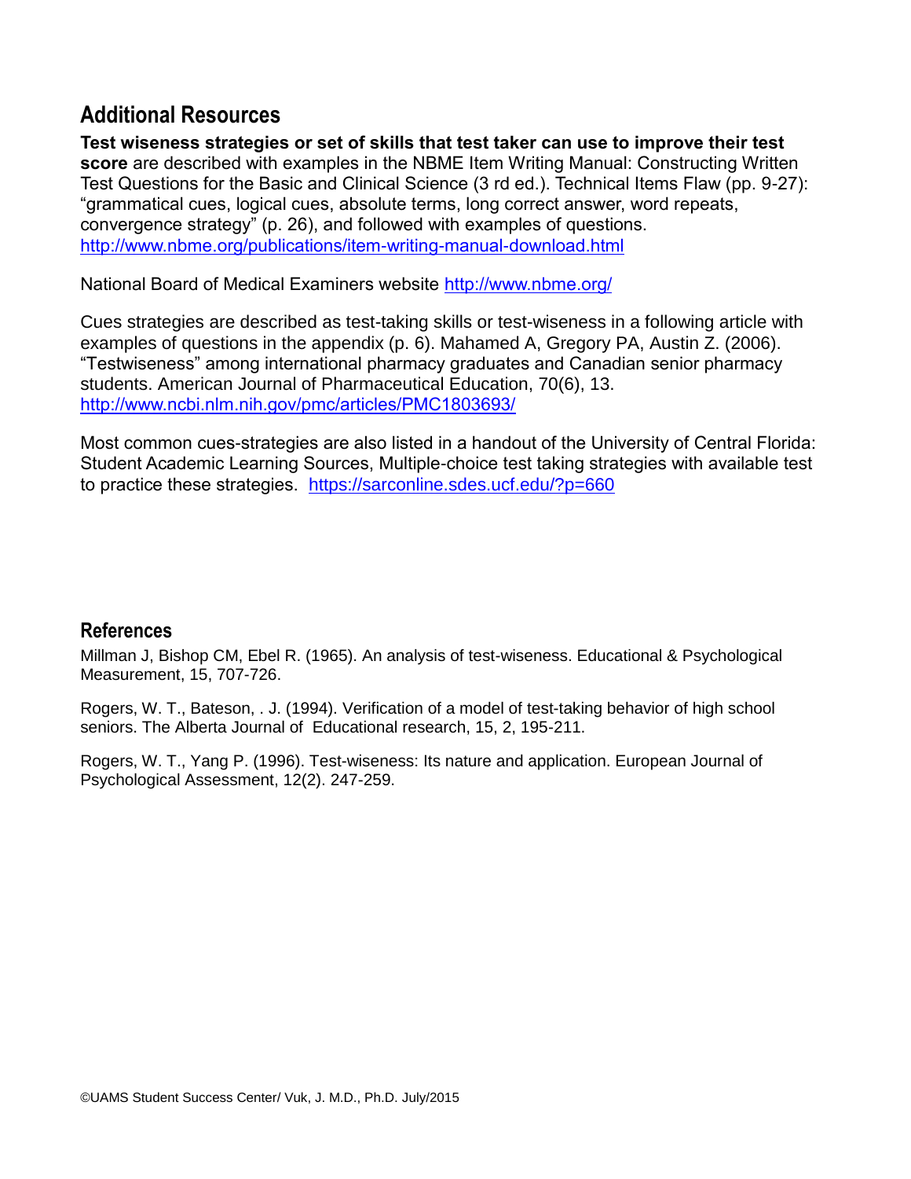## Additional Resources

**Test wiseness strategies or set of skills that test taker can use to improve their test score** are described with examples in the NBME Item Writing Manual: Constructing Written Test Questions for the Basic and Clinical Science (3 rd ed.). Technical Items Flaw (pp. 9-27): "grammatical cues, logical cues, absolute terms, long correct answer, word repeats, convergence strategy" (p. 26), and followed with examples of questions. http://www.nbme.org/publications/item-writing-manual-download.html

National Board of Medical Examiners website http://www.nbme.org/

Cues strategies are described as test-taking skills or test-wiseness in a following article with examples of questions in the appendix (p. 6). Mahamed A, Gregory PA, Austin Z. (2006). "Testwiseness" among international pharmacy graduates and Canadian senior pharmacy students. American Journal of Pharmaceutical Education, 70(6), 13. http://www.ncbi.nlm.nih.gov/pmc/articles/PMC1803693/

Most common cues-strategies are also listed in a handout of the University of Central Florida: Student Academic Learning Sources, Multiple-choice test taking strategies with available test to practice these strategies. https://sarconline.sdes.ucf.edu/?p=660

## References

Millman J, Bishop CM, Ebel R. (1965). An analysis of test-wiseness. Educational & Psychological Measurement, 15, 707-726.

Rogers, W. T., Bateson, . J. (1994). Verification of a model of test-taking behavior of high school seniors. The Alberta Journal of Educational research, 15, 2, 195-211.

Rogers, W. T., Yang P. (1996). Test-wiseness: Its nature and application. European Journal of Psychological Assessment, 12(2). 247-259.

©UAMS Student Success Center/ Vuk, J. M.D., Ph.D. July/2015